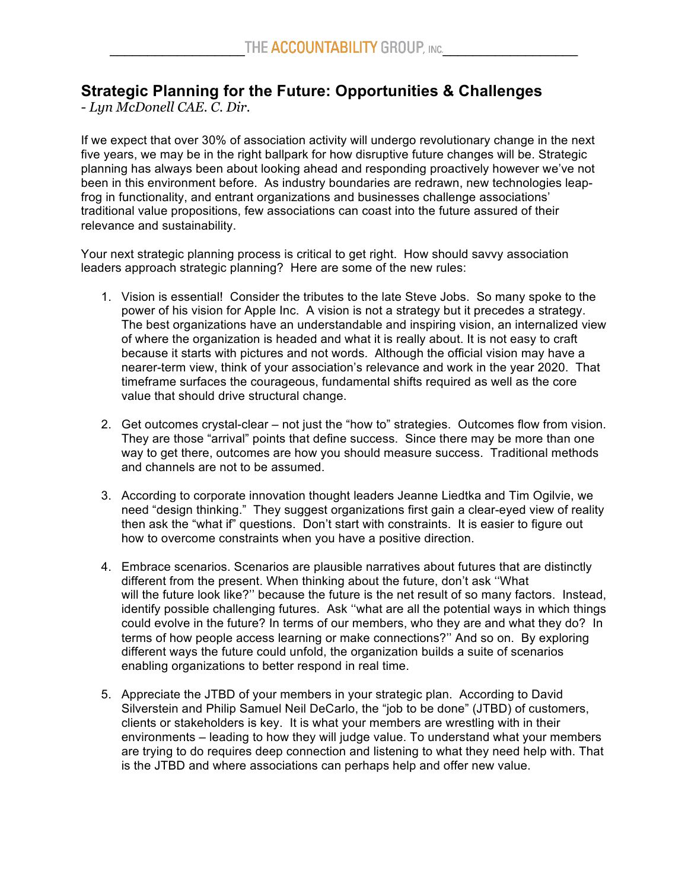# Strategic Planning for the Future: Opportunities & Challenges

*- Lyn McDonell CAE. C. Dir.*

If we expect that over 30% of association activity will undergo revolutionary change in the next five years, we may be in the right ballpark for how disruptive future changes will be. Strategic planning has always been about looking ahead and responding proactively however we've not been in this environment before. As industry boundaries are redrawn, new technologies leap-frog in functionality, and entrant organizations and businesses challenge associations' traditional value propositions, few associations can coast into the future assured of their relevance and sustainability.

Your next strategic planning process is critical to get right. How should savvy association leaders approach strategic planning? Here are some of the new rules:

1. Vision is essential! Consider the tributes to the late Steve Jobs. So many spoke to the power of his vision for Apple Inc. A vision is not a strategy but it precedes a strategy. The best organizations have an understandable and inspiring vision, an internalized view of where the organization is headed and what it is really about. It is not easy to craft because it starts with pictures and not words. Although the official vision may have a nearer-term view, think of your association's relevance and work in the year 2020. That timeframe surfaces the courageous, fundamental shifts required as well as the core value that should drive structural change.

2. Get outcomes crystal-clear – not just the "how to" strategies. Outcomes flow from vision. They are those "arrival" points that define success. Since there may be more than one way to get there, outcomes are how you should measure success. Traditional methods and channels are not to be assumed.

3. According to corporate innovation thought leaders Jeanne Liedtka and Tim Ogilvie, we need "design thinking." They suggest organizations first gain a clear-eyed view of reality then ask the "what if" questions. Don't start with constraints. It is easier to figure out how to overcome constraints when you have a positive direction.

4. Embrace scenarios. Scenarios are plausible narratives about futures that are distinctly different from the present. When thinking about the future, don't ask ''What will the future look like?'' because the future is the net result of so many factors. Instead, identify possible challenging futures. Ask ''what are all the potential ways in which things could evolve in the future? In terms of our members, who they are and what they do? In terms of how people access learning or make connections?'' And so on. By exploring different ways the future could unfold, the organization builds a suite of scenarios enabling organizations to better respond in real time.

5. Appreciate the JTBD of your members in your strategic plan. According to David Silverstein and Philip Samuel Neil DeCarlo, the "job to be done" (JTBD) of customers, clients or stakeholders is key. It is what your members are wrestling with in their environments – leading to how they will judge value. To understand what your members are trying to do requires deep connection and listening to what they need help with. That is the JTBD and where associations can perhaps help and offer new value.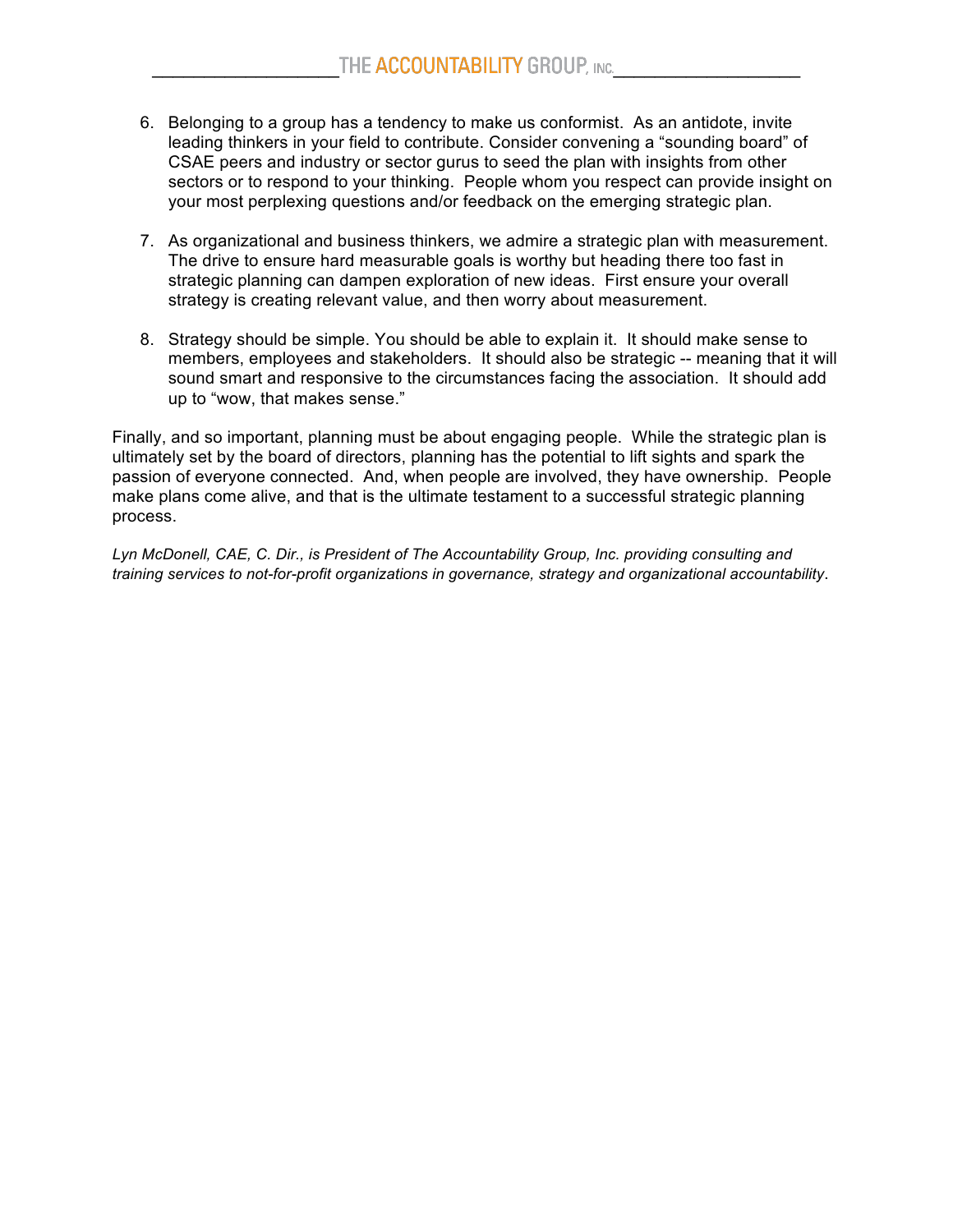6. Belonging to a group has a tendency to make us conformist. As an antidote, invite leading thinkers in your field to contribute. Consider convening a "sounding board" of CSAE peers and industry or sector gurus to seed the plan with insights from other sectors or to respond to your thinking. People whom you respect can provide insight on your most perplexing questions and/or feedback on the emerging strategic plan.

7. As organizational and business thinkers, we admire a strategic plan with measurement. The drive to ensure hard measurable goals is worthy but heading there too fast in strategic planning can dampen exploration of new ideas. First ensure your overall strategy is creating relevant value, and then worry about measurement.

8. Strategy should be simple. You should be able to explain it. It should make sense to members, employees and stakeholders. It should also be strategic -- meaning that it will sound smart and responsive to the circumstances facing the association. It should add up to "wow, that makes sense."

Finally, and so important, planning must be about engaging people. While the strategic plan is ultimately set by the board of directors, planning has the potential to lift sights and spark the passion of everyone connected. And, when people are involved, they have ownership. People make plans come alive, and that is the ultimate testament to a successful strategic planning process.

*Lyn McDonell, CAE, C. Dir., is President of The Accountability Group, Inc. providing consulting and training services to not-for-profit organizations in governance, strategy and organizational accountability*.